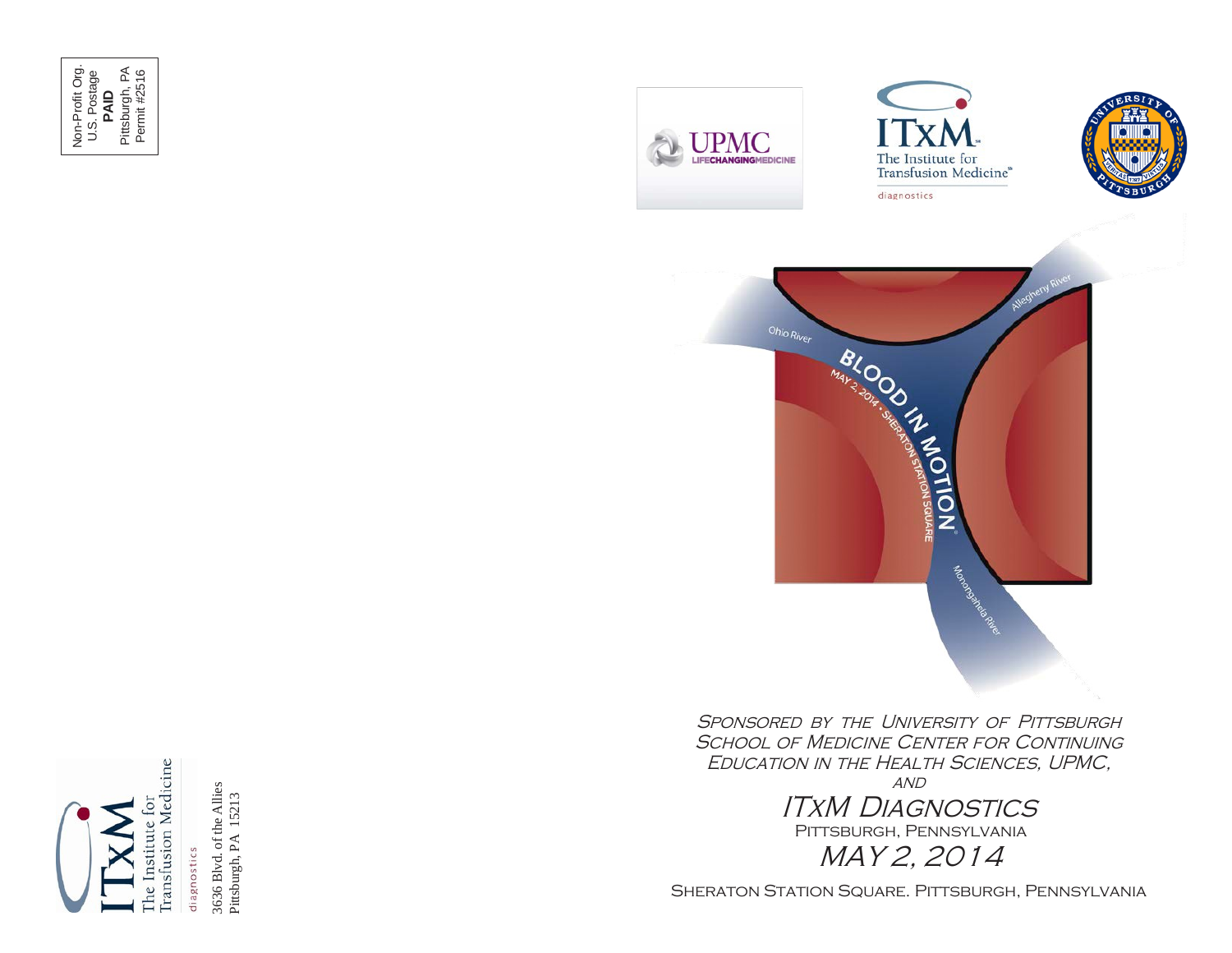Non-Profit Org.
U.S. Postage
**PAID**
Pittsburgh, PA
Permit #2516

ITxM
The Institute for Transfusion Medicine
diagnostics

3636 Blvd. of the Allies
Pittsburgh, PA 15213

UPMC LIFECHANGINGMEDICINE

ITxM
The Institute for Transfusion Medicine
diagnostics

University of Pittsburgh

# BLOOD IN MOTION

MAY 2, 2014 • SHERATON STATION SQUARE

Ohio River
Allegheny River
Monongahela River

*Sponsored by the University of Pittsburgh School of Medicine Center for Continuing Education in the Health Sciences, UPMC,*
*and*

## *ITxM Diagnostics*

Pittsburgh, Pennsylvania

## *MAY 2, 2014*

Sheraton Station Square. Pittsburgh, Pennsylvania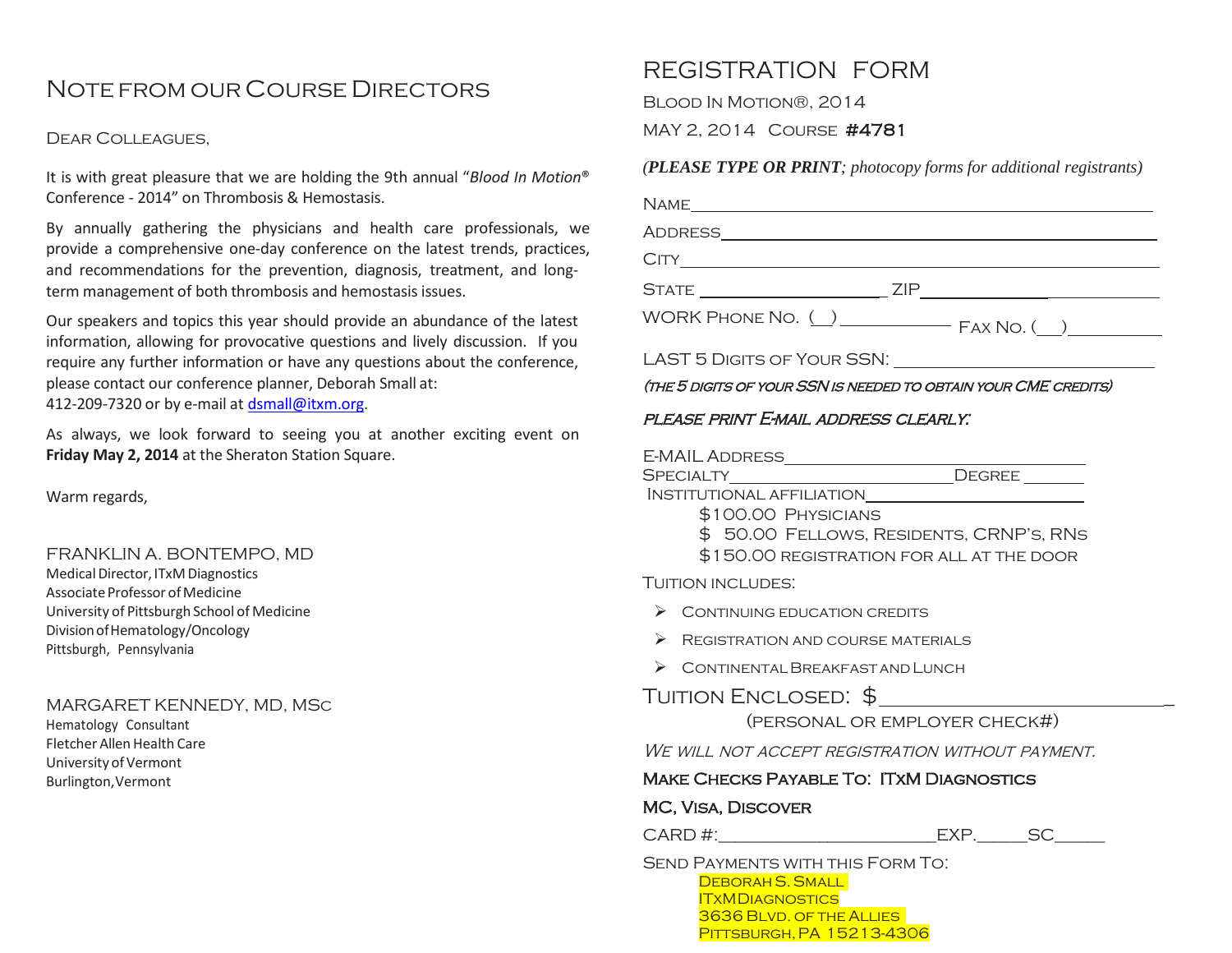# Note from our Course Directors

Dear Colleagues,

It is with great pleasure that we are holding the 9th annual "*Blood In Motion®* Conference - 2014" on Thrombosis & Hemostasis.

By annually gathering the physicians and health care professionals, we provide a comprehensive one-day conference on the latest trends, practices, and recommendations for the prevention, diagnosis, treatment, and long-term management of both thrombosis and hemostasis issues.

Our speakers and topics this year should provide an abundance of the latest information, allowing for provocative questions and lively discussion. If you require any further information or have any questions about the conference, please contact our conference planner, Deborah Small at: 412-209-7320 or by e-mail at dsmall@itxm.org.

As always, we look forward to seeing you at another exciting event on **Friday May 2, 2014** at the Sheraton Station Square.

Warm regards,

FRANKLIN A. BONTEMPO, MD
Medical Director, ITxM Diagnostics
Associate Professor of Medicine
University of Pittsburgh School of Medicine
Division of Hematology/Oncology
Pittsburgh, Pennsylvania

MARGARET KENNEDY, MD, MSc
Hematology Consultant
Fletcher Allen Health Care
University of Vermont
Burlington, Vermont

# Registration Form

Blood In Motion®, 2014

MAY 2, 2014 Course **#4781**

***(PLEASE TYPE OR PRINT**; photocopy forms for additional registrants)*

Name ____________________

Address ____________________

City ____________________

State ____________________ ZIP ____________________

WORK Phone No. (__) ____________ Fax No. (__) ____________

LAST 5 Digits of Your SSN: ____________________

*(The 5 digits of your SSN is needed to obtain your CME credits)*

*Please print E-mail address clearly:*

E-MAIL Address ____________________

Specialty ____________________ Degree ________

Institutional affiliation ____________________

$100.00 Physicians

$ 50.00 Fellows, Residents, CRNP's, RNs

$150.00 registration for all at the door

Tuition includes:

- Continuing education credits
- Registration and course materials
- Continental Breakfast and Lunch

Tuition Enclosed: $ ____________________

(personal or employer check#)

*We will not accept registration without payment.*

**Make Checks Payable To: ITxM Diagnostics**

**MC, Visa, Discover**

CARD #: ____________________ EXP. _____ SC _____

Send Payments with this Form To:

Deborah S. Small
ITxM Diagnostics
3636 Blvd. of the Allies
Pittsburgh, PA 15213-4306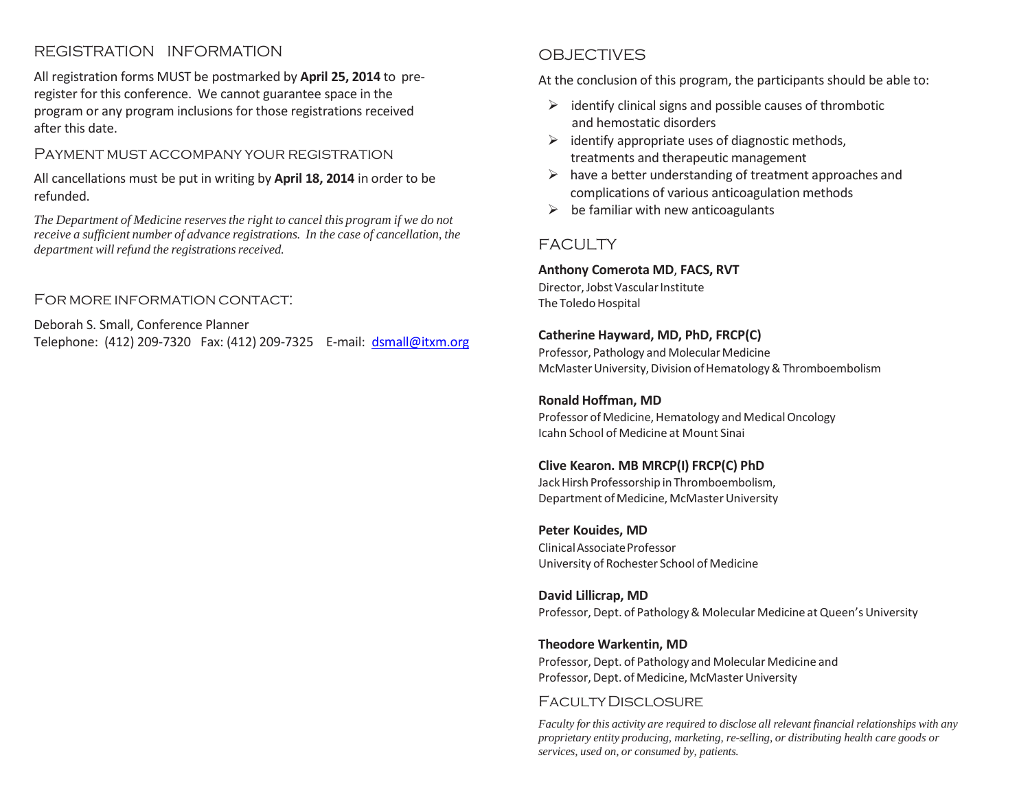## REGISTRATION INFORMATION

All registration forms MUST be postmarked by **April 25, 2014** to pre-register for this conference. We cannot guarantee space in the program or any program inclusions for those registrations received after this date.

### PAYMENT MUST ACCOMPANY YOUR REGISTRATION

All cancellations must be put in writing by **April 18, 2014** in order to be refunded.

*The Department of Medicine reserves the right to cancel this program if we do not receive a sufficient number of advance registrations. In the case of cancellation, the department will refund the registrations received.*

### FOR MORE INFORMATION CONTACT:

Deborah S. Small, Conference Planner
Telephone: (412) 209-7320 Fax: (412) 209-7325 E-mail: dsmall@itxm.org

## OBJECTIVES

At the conclusion of this program, the participants should be able to:

- identify clinical signs and possible causes of thrombotic and hemostatic disorders
- identify appropriate uses of diagnostic methods, treatments and therapeutic management
- have a better understanding of treatment approaches and complications of various anticoagulation methods
- be familiar with new anticoagulants

## FACULTY

**Anthony Comerota MD, FACS, RVT**
Director, Jobst Vascular Institute
The Toledo Hospital

**Catherine Hayward, MD, PhD, FRCP(C)**
Professor, Pathology and Molecular Medicine
McMaster University, Division of Hematology & Thromboembolism

**Ronald Hoffman, MD**
Professor of Medicine, Hematology and Medical Oncology
Icahn School of Medicine at Mount Sinai

**Clive Kearon. MB MRCP(I) FRCP(C) PhD**
Jack Hirsh Professorship in Thromboembolism,
Department of Medicine, McMaster University

**Peter Kouides, MD**
Clinical Associate Professor
University of Rochester School of Medicine

**David Lillicrap, MD**
Professor, Dept. of Pathology & Molecular Medicine at Queen's University

**Theodore Warkentin, MD**
Professor, Dept. of Pathology and Molecular Medicine and
Professor, Dept. of Medicine, McMaster University

### FACULTY DISCLOSURE

*Faculty for this activity are required to disclose all relevant financial relationships with any proprietary entity producing, marketing, re-selling, or distributing health care goods or services, used on, or consumed by, patients.*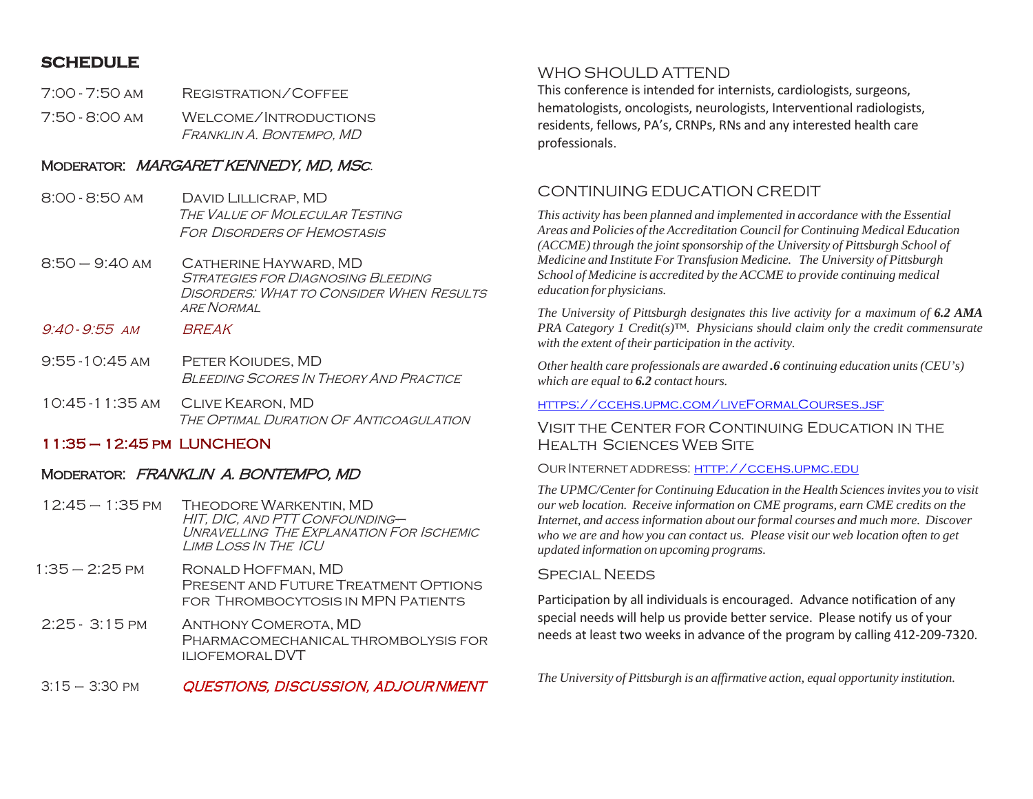## SCHEDULE

7:00 - 7:50 AM Registration/Coffee

7:50 - 8:00 AM Welcome/Introductions
*Franklin A. Bontempo, MD*

### Moderator: *MARGARET KENNEDY, MD, MSc.*

8:00 - 8:50 AM David Lillicrap, MD
*The Value of Molecular Testing For Disorders of Hemostasis*

8:50 – 9:40 AM Catherine Hayward, MD
*Strategies for Diagnosing Bleeding Disorders: What to Consider When Results are Normal*

*9:40 - 9:55 AM BREAK*

9:55 - 10:45 AM Peter Koiudes, MD
*Bleeding Scores In Theory And Practice*

10:45 - 11:35 AM Clive Kearon, MD
*The Optimal Duration Of Anticoagulation*

**11:35 – 12:45 PM LUNCHEON**

### Moderator: *FRANKLIN A. BONTEMPO, MD*

12:45 – 1:35 PM Theodore Warkentin, MD
*HIT, DIC, and PTT Confounding— Unravelling The Explanation For Ischemic Limb Loss In The ICU*

1:35 – 2:25 PM Ronald Hoffman, MD
Present and Future Treatment Options for Thrombocytosis in MPN Patients

2:25 - 3:15 PM Anthony Comerota, MD
Pharmacomechanical thrombolysis for iliofemoral DVT

3:15 – 3:30 PM *QUESTIONS, DISCUSSION, ADJOURNMENT*

## WHO SHOULD ATTEND

This conference is intended for internists, cardiologists, surgeons, hematologists, oncologists, neurologists, Interventional radiologists, residents, fellows, PA's, CRNPs, RNs and any interested health care professionals.

## CONTINUING EDUCATION CREDIT

*This activity has been planned and implemented in accordance with the Essential Areas and Policies of the Accreditation Council for Continuing Medical Education (ACCME) through the joint sponsorship of the University of Pittsburgh School of Medicine and Institute For Transfusion Medicine. The University of Pittsburgh School of Medicine is accredited by the ACCME to provide continuing medical education for physicians.*

*The University of Pittsburgh designates this live activity for a maximum of **6.2 AMA PRA Category 1 Credit(s)™**. Physicians should claim only the credit commensurate with the extent of their participation in the activity.*

*Other health care professionals are awarded **.6** continuing education units (CEU's) which are equal to **6.2** contact hours.*

https://ccehs.upmc.com/liveFormalCourses.jsf

### Visit the Center for Continuing Education in the Health Sciences Web Site

Our Internet address: http://ccehs.upmc.edu

*The UPMC/Center for Continuing Education in the Health Sciences invites you to visit our web location. Receive information on CME programs, earn CME credits on the Internet, and access information about our formal courses and much more. Discover who we are and how you can contact us. Please visit our web location often to get updated information on upcoming programs.*

### Special Needs

Participation by all individuals is encouraged. Advance notification of any special needs will help us provide better service. Please notify us of your needs at least two weeks in advance of the program by calling 412-209-7320.

*The University of Pittsburgh is an affirmative action, equal opportunity institution.*